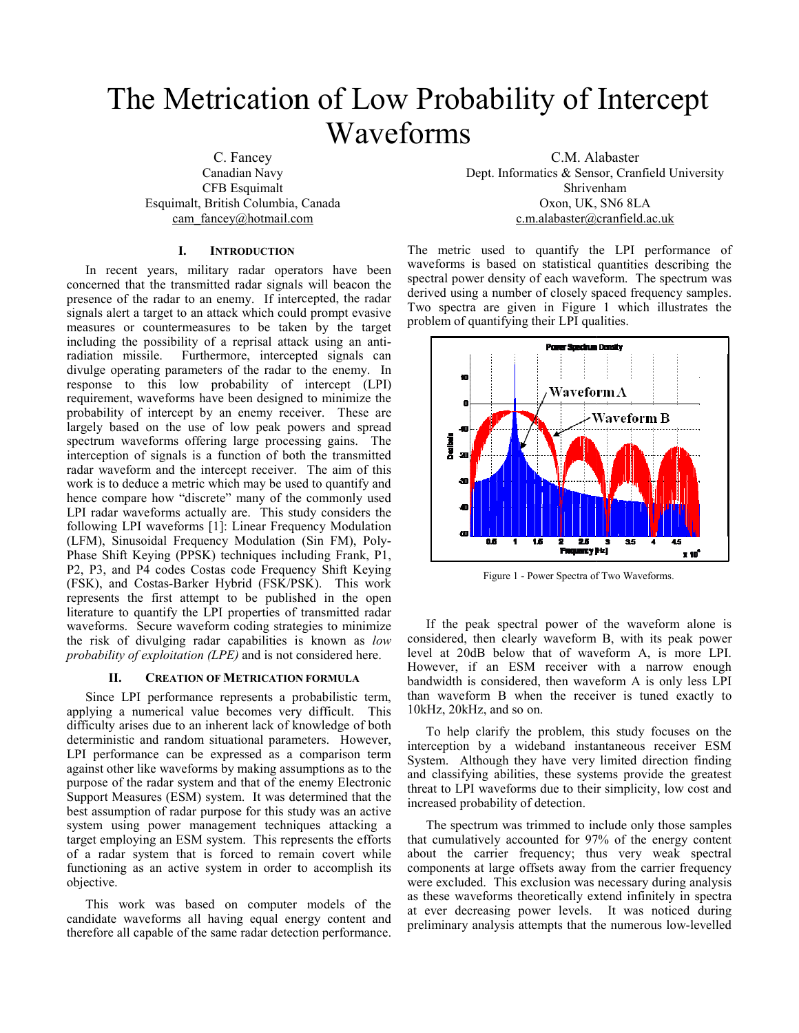# The Metrication of Low Probability of Intercept Waveforms

C. Fancey
Canadian Navy
CFB Esquimalt
Esquimalt, British Columbia, Canada
cam_fancey@hotmail.com

C.M. Alabaster
Dept. Informatics & Sensor, Cranfield University
Shrivenham
Oxon, UK, SN6 8LA
c.m.alabaster@cranfield.ac.uk

## I. Introduction

In recent years, military radar operators have been concerned that the transmitted radar signals will beacon the presence of the radar to an enemy. If intercepted, the radar signals alert a target to an attack which could prompt evasive measures or countermeasures to be taken by the target including the possibility of a reprisal attack using an anti-radiation missile. Furthermore, intercepted signals can divulge operating parameters of the radar to the enemy. In response to this low probability of intercept (LPI) requirement, waveforms have been designed to minimize the probability of intercept by an enemy receiver. These are largely based on the use of low peak powers and spread spectrum waveforms offering large processing gains. The interception of signals is a function of both the transmitted radar waveform and the intercept receiver. The aim of this work is to deduce a metric which may be used to quantify and hence compare how "discrete" many of the commonly used LPI radar waveforms actually are. This study considers the following LPI waveforms [1]: Linear Frequency Modulation (LFM), Sinusoidal Frequency Modulation (Sin FM), Poly-Phase Shift Keying (PPSK) techniques including Frank, P1, P2, P3, and P4 codes Costas code Frequency Shift Keying (FSK), and Costas-Barker Hybrid (FSK/PSK). This work represents the first attempt to be published in the open literature to quantify the LPI properties of transmitted radar waveforms. Secure waveform coding strategies to minimize the risk of divulging radar capabilities is known as *low probability of exploitation (LPE)* and is not considered here.

## II. Creation of Metrication Formula

Since LPI performance represents a probabilistic term, applying a numerical value becomes very difficult. This difficulty arises due to an inherent lack of knowledge of both deterministic and random situational parameters. However, LPI performance can be expressed as a comparison term against other like waveforms by making assumptions as to the purpose of the radar system and that of the enemy Electronic Support Measures (ESM) system. It was determined that the best assumption of radar purpose for this study was an active system using power management techniques attacking a target employing an ESM system. This represents the efforts of a radar system that is forced to remain covert while functioning as an active system in order to accomplish its objective.

This work was based on computer models of the candidate waveforms all having equal energy content and therefore all capable of the same radar detection performance. The metric used to quantify the LPI performance of waveforms is based on statistical quantities describing the spectral power density of each waveform. The spectrum was derived using a number of closely spaced frequency samples. Two spectra are given in Figure 1 which illustrates the problem of quantifying their LPI qualities.

Figure 1 - Power Spectra of Two Waveforms.

If the peak spectral power of the waveform alone is considered, then clearly waveform B, with its peak power level at 20dB below that of waveform A, is more LPI. However, if an ESM receiver with a narrow enough bandwidth is considered, then waveform A is only less LPI than waveform B when the receiver is tuned exactly to 10kHz, 20kHz, and so on.

To help clarify the problem, this study focuses on the interception by a wideband instantaneous receiver ESM System. Although they have very limited direction finding and classifying abilities, these systems provide the greatest threat to LPI waveforms due to their simplicity, low cost and increased probability of detection.

The spectrum was trimmed to include only those samples that cumulatively accounted for 97% of the energy content about the carrier frequency; thus very weak spectral components at large offsets away from the carrier frequency were excluded. This exclusion was necessary during analysis as these waveforms theoretically extend infinitely in spectra at ever decreasing power levels. It was noticed during preliminary analysis attempts that the numerous low-levelled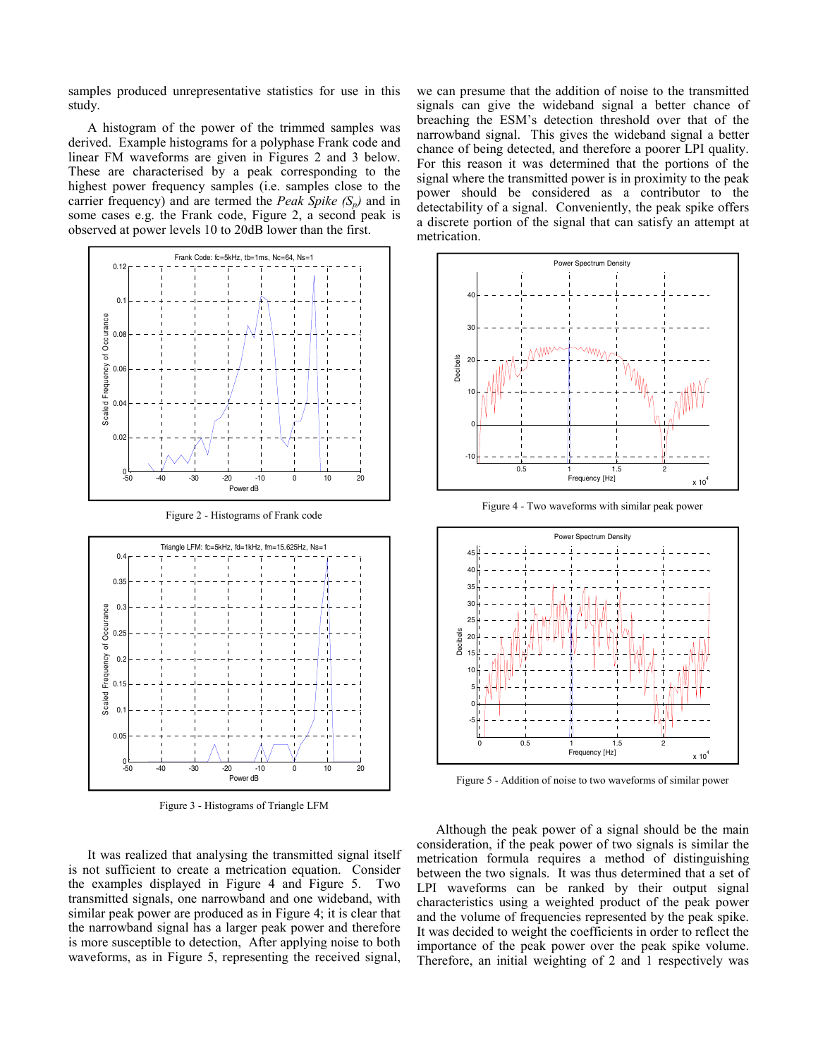samples produced unrepresentative statistics for use in this study.

A histogram of the power of the trimmed samples was derived. Example histograms for a polyphase Frank code and linear FM waveforms are given in Figures 2 and 3 below. These are characterised by a peak corresponding to the highest power frequency samples (i.e. samples close to the carrier frequency) and are termed the *Peak Spike ($S_p$)* and in some cases e.g. the Frank code, Figure 2, a second peak is observed at power levels 10 to 20dB lower than the first.

Figure 2 - Histograms of Frank code

Figure 3 - Histograms of Triangle LFM

It was realized that analysing the transmitted signal itself is not sufficient to create a metrication equation. Consider the examples displayed in Figure 4 and Figure 5. Two transmitted signals, one narrowband and one wideband, with similar peak power are produced as in Figure 4; it is clear that the narrowband signal has a larger peak power and therefore is more susceptible to detection, After applying noise to both waveforms, as in Figure 5, representing the received signal, we can presume that the addition of noise to the transmitted signals can give the wideband signal a better chance of breaching the ESM's detection threshold over that of the narrowband signal. This gives the wideband signal a better chance of being detected, and therefore a poorer LPI quality. For this reason it was determined that the portions of the signal where the transmitted power is in proximity to the peak power should be considered as a contributor to the detectability of a signal. Conveniently, the peak spike offers a discrete portion of the signal that can satisfy an attempt at metrication.

Figure 4 - Two waveforms with similar peak power

Figure 5 - Addition of noise to two waveforms of similar power

Although the peak power of a signal should be the main consideration, if the peak power of two signals is similar the metrication formula requires a method of distinguishing between the two signals. It was thus determined that a set of LPI waveforms can be ranked by their output signal characteristics using a weighted product of the peak power and the volume of frequencies represented by the peak spike. It was decided to weight the coefficients in order to reflect the importance of the peak power over the peak spike volume. Therefore, an initial weighting of 2 and 1 respectively was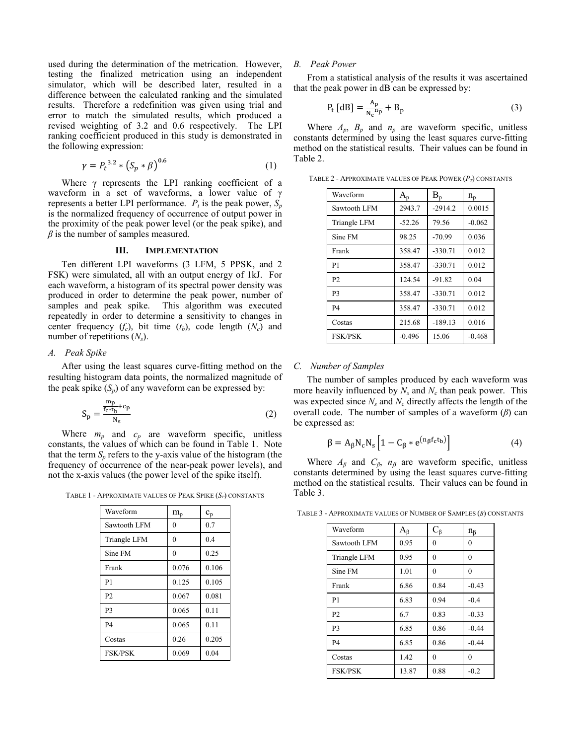used during the determination of the metrication. However, testing the finalized metrication using an independent simulator, which will be described later, resulted in a difference between the calculated ranking and the simulated results. Therefore a redefinition was given using trial and error to match the simulated results, which produced a revised weighting of 3.2 and 0.6 respectively. The LPI ranking coefficient produced in this study is demonstrated in the following expression:

$$\gamma = P_t^{\,3.2} * \left(S_p * \beta\right)^{0.6} \tag{1}$$

Where γ represents the LPI ranking coefficient of a waveform in a set of waveforms, a lower value of γ represents a better LPI performance. $P_t$ is the peak power, $S_p$ is the normalized frequency of occurrence of output power in the proximity of the peak power level (or the peak spike), and $\beta$ is the number of samples measured.

## III. Implementation

Ten different LPI waveforms (3 LFM, 5 PPSK, and 2 FSK) were simulated, all with an output energy of 1kJ. For each waveform, a histogram of its spectral power density was produced in order to determine the peak power, number of samples and peak spike. This algorithm was executed repeatedly in order to determine a sensitivity to changes in center frequency ($f_c$), bit time ($t_b$), code length ($N_c$) and number of repetitions ($N_s$).

### A. Peak Spike

After using the least squares curve-fitting method on the resulting histogram data points, the normalized magnitude of the peak spike ($S_p$) of any waveform can be expressed by:

$$S_p = \frac{\frac{m_p}{f_c * t_b} + c_p}{N_s} \tag{2}$$

Where $m_p$ and $c_p$ are waveform specific, unitless constants, the values of which can be found in Table 1. Note that the term $S_p$ refers to the y-axis value of the histogram (the frequency of occurrence of the near-peak power levels), and not the x-axis values (the power level of the spike itself).

Table 1 - Approximate values of Peak Spike ($S_P$) constants

| Waveform | $m_p$ | $c_p$ |
|---|---|---|
| Sawtooth LFM | 0 | 0.7 |
| Triangle LFM | 0 | 0.4 |
| Sine FM | 0 | 0.25 |
| Frank | 0.076 | 0.106 |
| P1 | 0.125 | 0.105 |
| P2 | 0.067 | 0.081 |
| P3 | 0.065 | 0.11 |
| P4 | 0.065 | 0.11 |
| Costas | 0.26 | 0.205 |
| FSK/PSK | 0.069 | 0.04 |

### B. Peak Power

From a statistical analysis of the results it was ascertained that the peak power in dB can be expressed by:

$$P_t\,[\text{dB}] = \frac{A_p}{N_c^{\,n_p}} + B_p \tag{3}$$

Where $A_p$, $B_p$ and $n_p$ are waveform specific, unitless constants determined by using the least squares curve-fitting method on the statistical results. Their values can be found in Table 2.

Table 2 - Approximate values of Peak Power ($P_T$) constants

| Waveform | $A_p$ | $B_p$ | $n_p$ |
|---|---|---|---|
| Sawtooth LFM | 2943.7 | -2914.2 | 0.0015 |
| Triangle LFM | -52.26 | 79.56 | -0.062 |
| Sine FM | 98.25 | -70.99 | 0.036 |
| Frank | 358.47 | -330.71 | 0.012 |
| P1 | 358.47 | -330.71 | 0.012 |
| P2 | 124.54 | -91.82 | 0.04 |
| P3 | 358.47 | -330.71 | 0.012 |
| P4 | 358.47 | -330.71 | 0.012 |
| Costas | 215.68 | -189.13 | 0.016 |
| FSK/PSK | -0.496 | 15.06 | -0.468 |

### C. Number of Samples

The number of samples produced by each waveform was more heavily influenced by $N_s$ and $N_c$ than peak power. This was expected since $N_s$ and $N_c$ directly affects the length of the overall code. The number of samples of a waveform ($\beta$) can be expressed as:

$$\beta = A_\beta N_c N_s \left[1 - C_\beta * e^{(n_\beta f_c t_b)}\right] \tag{4}$$

Where $A_\beta$ and $C_\beta$, $n_\beta$ are waveform specific, unitless constants determined by using the least squares curve-fitting method on the statistical results. Their values can be found in Table 3.

Table 3 - Approximate values of Number of Samples ($\beta$) constants

| Waveform | $A_\beta$ | $C_\beta$ | $n_\beta$ |
|---|---|---|---|
| Sawtooth LFM | 0.95 | 0 | 0 |
| Triangle LFM | 0.95 | 0 | 0 |
| Sine FM | 1.01 | 0 | 0 |
| Frank | 6.86 | 0.84 | -0.43 |
| P1 | 6.83 | 0.94 | -0.4 |
| P2 | 6.7 | 0.83 | -0.33 |
| P3 | 6.85 | 0.86 | -0.44 |
| P4 | 6.85 | 0.86 | -0.44 |
| Costas | 1.42 | 0 | 0 |
| FSK/PSK | 13.87 | 0.88 | -0.2 |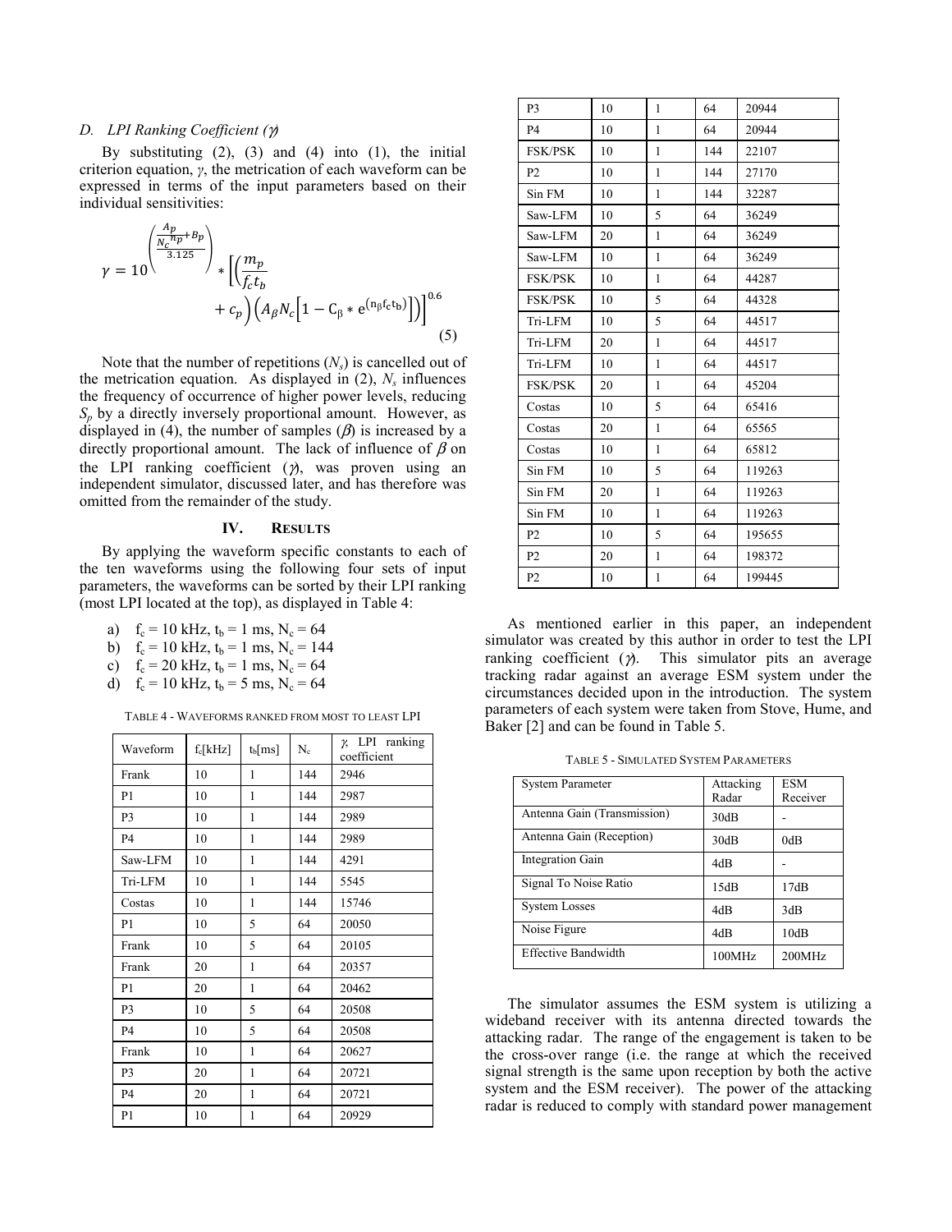### D. LPI Ranking Coefficient ($\gamma$)

By substituting (2), (3) and (4) into (1), the initial criterion equation, $\gamma$, the metrication of each waveform can be expressed in terms of the input parameters based on their individual sensitivities:

$$\gamma = 10^{\left(\frac{\frac{A_p}{N_c}n_p + B_p}{3.125}\right)} * \left[\left(\frac{m_p}{f_c t_b} + c_p\right)\left(A_\beta N_c\left[1 - C_\beta * e^{(n_\beta f_c t_b)}\right]\right)\right]^{0.6} \quad (5)$$

Note that the number of repetitions ($N_s$) is cancelled out of the metrication equation. As displayed in (2), $N_s$ influences the frequency of occurrence of higher power levels, reducing $S_p$ by a directly inversely proportional amount. However, as displayed in (4), the number of samples ($\beta$) is increased by a directly proportional amount. The lack of influence of $\beta$ on the LPI ranking coefficient ($\gamma$), was proven using an independent simulator, discussed later, and has therefore was omitted from the remainder of the study.

## IV. Results

By applying the waveform specific constants to each of the ten waveforms using the following four sets of input parameters, the waveforms can be sorted by their LPI ranking (most LPI located at the top), as displayed in Table 4:

a) $f_c$ = 10 kHz, $t_b$ = 1 ms, $N_c$ = 64
b) $f_c$ = 10 kHz, $t_b$ = 1 ms, $N_c$ = 144
c) $f_c$ = 20 kHz, $t_b$ = 1 ms, $N_c$ = 64
d) $f_c$ = 10 kHz, $t_b$ = 5 ms, $N_c$ = 64

TABLE 4 - WAVEFORMS RANKED FROM MOST TO LEAST LPI

| Waveform | $f_c$[kHz] | $t_b$[ms] | $N_c$ | $\gamma$, LPI ranking coefficient |
|---|---|---|---|---|
| Frank | 10 | 1 | 144 | 2946 |
| P1 | 10 | 1 | 144 | 2987 |
| P3 | 10 | 1 | 144 | 2989 |
| P4 | 10 | 1 | 144 | 2989 |
| Saw-LFM | 10 | 1 | 144 | 4291 |
| Tri-LFM | 10 | 1 | 144 | 5545 |
| Costas | 10 | 1 | 144 | 15746 |
| P1 | 10 | 5 | 64 | 20050 |
| Frank | 10 | 5 | 64 | 20105 |
| Frank | 20 | 1 | 64 | 20357 |
| P1 | 20 | 1 | 64 | 20462 |
| P3 | 10 | 5 | 64 | 20508 |
| P4 | 10 | 5 | 64 | 20508 |
| Frank | 10 | 1 | 64 | 20627 |
| P3 | 20 | 1 | 64 | 20721 |
| P4 | 20 | 1 | 64 | 20721 |
| P1 | 10 | 1 | 64 | 20929 |
| P3 | 10 | 1 | 64 | 20944 |
| P4 | 10 | 1 | 64 | 20944 |
| FSK/PSK | 10 | 1 | 144 | 22107 |
| P2 | 10 | 1 | 144 | 27170 |
| Sin FM | 10 | 1 | 144 | 32287 |
| Saw-LFM | 10 | 5 | 64 | 36249 |
| Saw-LFM | 20 | 1 | 64 | 36249 |
| Saw-LFM | 10 | 1 | 64 | 36249 |
| FSK/PSK | 10 | 1 | 64 | 44287 |
| FSK/PSK | 10 | 5 | 64 | 44328 |
| Tri-LFM | 10 | 5 | 64 | 44517 |
| Tri-LFM | 20 | 1 | 64 | 44517 |
| Tri-LFM | 10 | 1 | 64 | 44517 |
| FSK/PSK | 20 | 1 | 64 | 45204 |
| Costas | 10 | 5 | 64 | 65416 |
| Costas | 20 | 1 | 64 | 65565 |
| Costas | 10 | 1 | 64 | 65812 |
| Sin FM | 10 | 5 | 64 | 119263 |
| Sin FM | 20 | 1 | 64 | 119263 |
| Sin FM | 10 | 1 | 64 | 119263 |
| P2 | 10 | 5 | 64 | 195655 |
| P2 | 20 | 1 | 64 | 198372 |
| P2 | 10 | 1 | 64 | 199445 |

As mentioned earlier in this paper, an independent simulator was created by this author in order to test the LPI ranking coefficient ($\gamma$). This simulator pits an average tracking radar against an average ESM system under the circumstances decided upon in the introduction. The system parameters of each system were taken from Stove, Hume, and Baker [2] and can be found in Table 5.

TABLE 5 - SIMULATED SYSTEM PARAMETERS

| System Parameter | Attacking Radar | ESM Receiver |
|---|---|---|
| Antenna Gain (Transmission) | 30dB | - |
| Antenna Gain (Reception) | 30dB | 0dB |
| Integration Gain | 4dB | - |
| Signal To Noise Ratio | 15dB | 17dB |
| System Losses | 4dB | 3dB |
| Noise Figure | 4dB | 10dB |
| Effective Bandwidth | 100MHz | 200MHz |

The simulator assumes the ESM system is utilizing a wideband receiver with its antenna directed towards the attacking radar. The range of the engagement is taken to be the cross-over range (i.e. the range at which the received signal strength is the same upon reception by both the active system and the ESM receiver). The power of the attacking radar is reduced to comply with standard power management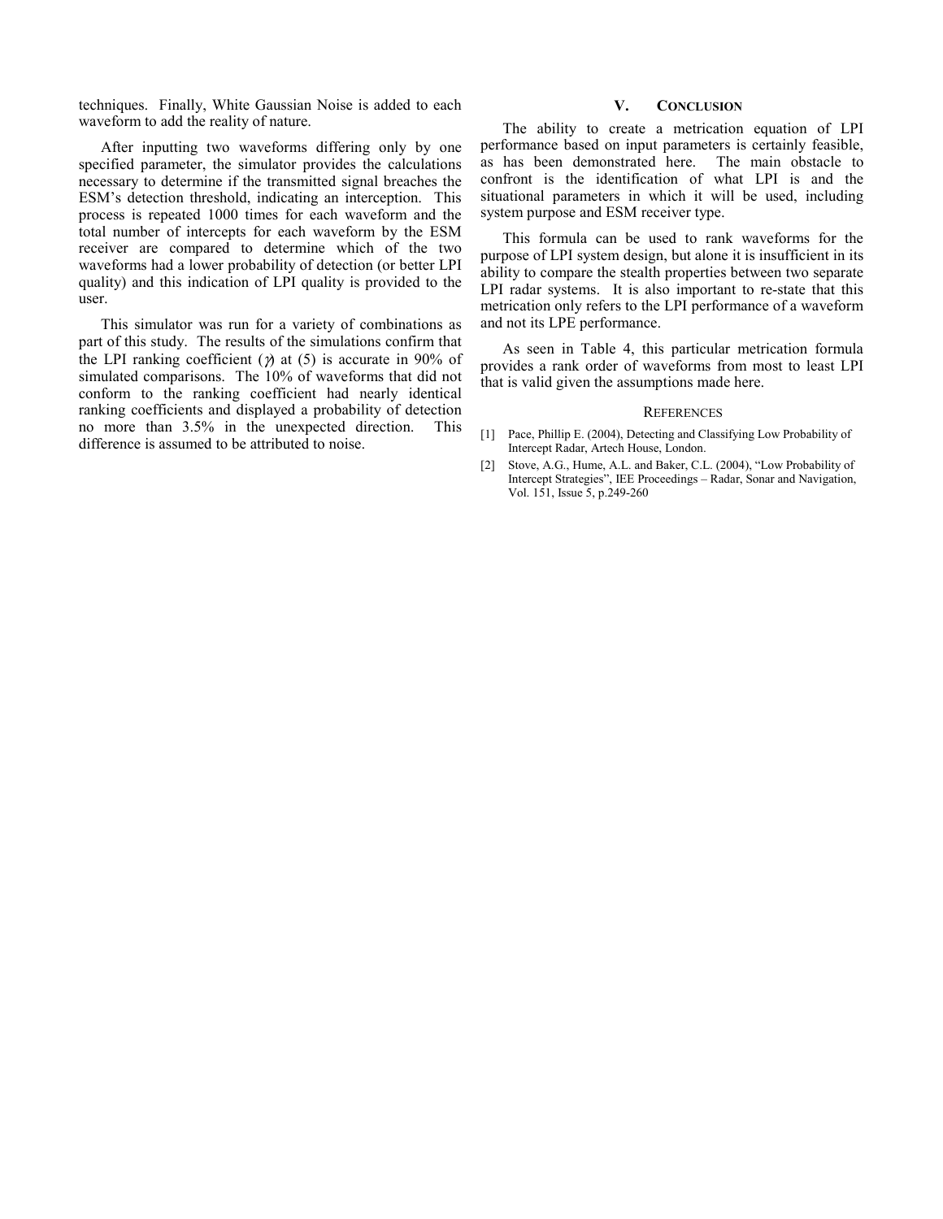techniques. Finally, White Gaussian Noise is added to each waveform to add the reality of nature.

After inputting two waveforms differing only by one specified parameter, the simulator provides the calculations necessary to determine if the transmitted signal breaches the ESM's detection threshold, indicating an interception. This process is repeated 1000 times for each waveform and the total number of intercepts for each waveform by the ESM receiver are compared to determine which of the two waveforms had a lower probability of detection (or better LPI quality) and this indication of LPI quality is provided to the user.

This simulator was run for a variety of combinations as part of this study. The results of the simulations confirm that the LPI ranking coefficient ($\gamma$) at (5) is accurate in 90% of simulated comparisons. The 10% of waveforms that did not conform to the ranking coefficient had nearly identical ranking coefficients and displayed a probability of detection no more than 3.5% in the unexpected direction. This difference is assumed to be attributed to noise.

## V. Conclusion

The ability to create a metrication equation of LPI performance based on input parameters is certainly feasible, as has been demonstrated here. The main obstacle to confront is the identification of what LPI is and the situational parameters in which it will be used, including system purpose and ESM receiver type.

This formula can be used to rank waveforms for the purpose of LPI system design, but alone it is insufficient in its ability to compare the stealth properties between two separate LPI radar systems. It is also important to re-state that this metrication only refers to the LPI performance of a waveform and not its LPE performance.

As seen in Table 4, this particular metrication formula provides a rank order of waveforms from most to least LPI that is valid given the assumptions made here.

## References

[1] Pace, Phillip E. (2004), Detecting and Classifying Low Probability of Intercept Radar, Artech House, London.

[2] Stove, A.G., Hume, A.L. and Baker, C.L. (2004), "Low Probability of Intercept Strategies", IEE Proceedings – Radar, Sonar and Navigation, Vol. 151, Issue 5, p.249-260